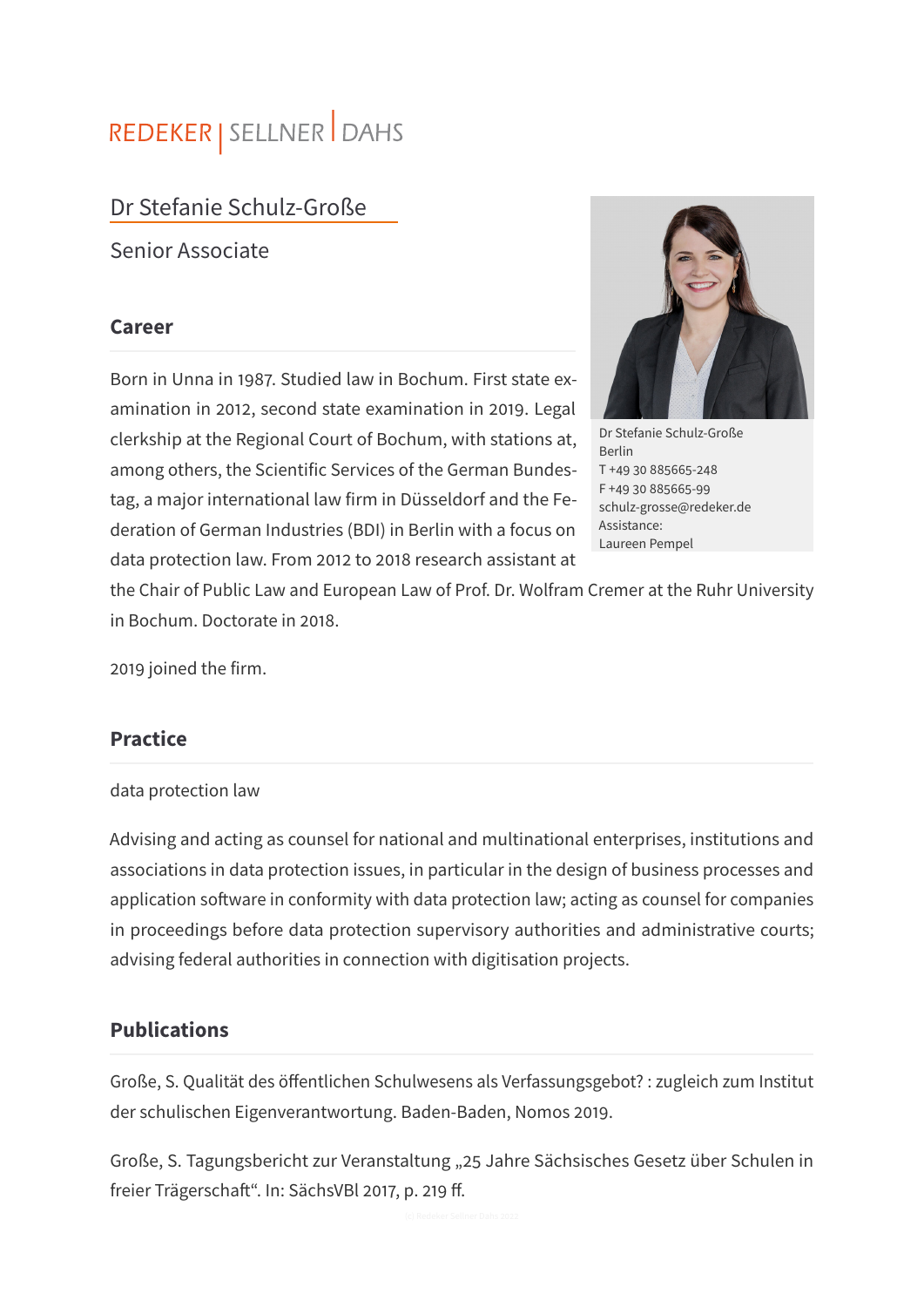REDEKER | SELLNER | DAHS

# Dr Stefanie Schulz-Große

Senior Associate

Dr Stefanie Schulz-Große
Berlin
T +49 30 885665-248
F +49 30 885665-99
schulz-grosse@redeker.de
Assistance:
Laureen Pempel

## Career

Born in Unna in 1987. Studied law in Bochum. First state examination in 2012, second state examination in 2019. Legal clerkship at the Regional Court of Bochum, with stations at, among others, the Scientific Services of the German Bundestag, a major international law firm in Düsseldorf and the Federation of German Industries (BDI) in Berlin with a focus on data protection law. From 2012 to 2018 research assistant at the Chair of Public Law and European Law of Prof. Dr. Wolfram Cremer at the Ruhr University in Bochum. Doctorate in 2018.

2019 joined the firm.

## Practice

data protection law

Advising and acting as counsel for national and multinational enterprises, institutions and associations in data protection issues, in particular in the design of business processes and application software in conformity with data protection law; acting as counsel for companies in proceedings before data protection supervisory authorities and administrative courts; advising federal authorities in connection with digitisation projects.

## Publications

Große, S. Qualität des öffentlichen Schulwesens als Verfassungsgebot? : zugleich zum Institut der schulischen Eigenverantwortung. Baden-Baden, Nomos 2019.

Große, S. Tagungsbericht zur Veranstaltung „25 Jahre Sächsisches Gesetz über Schulen in freier Trägerschaft". In: SächsVBl 2017, p. 219 ff.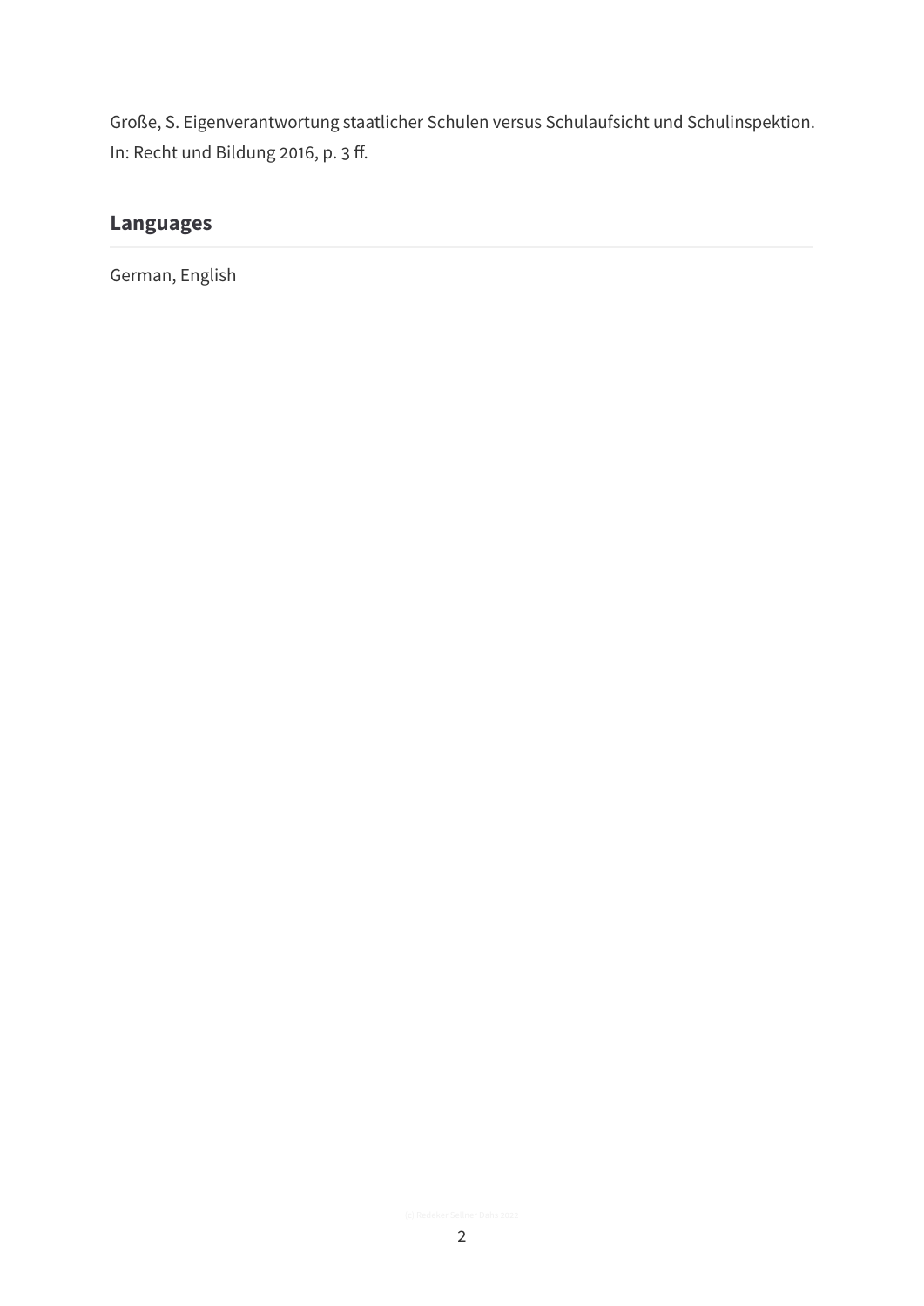Große, S. Eigenverantwortung staatlicher Schulen versus Schulaufsicht und Schulinspektion. In: Recht und Bildung 2016, p. 3 ff.

## Languages

German, English